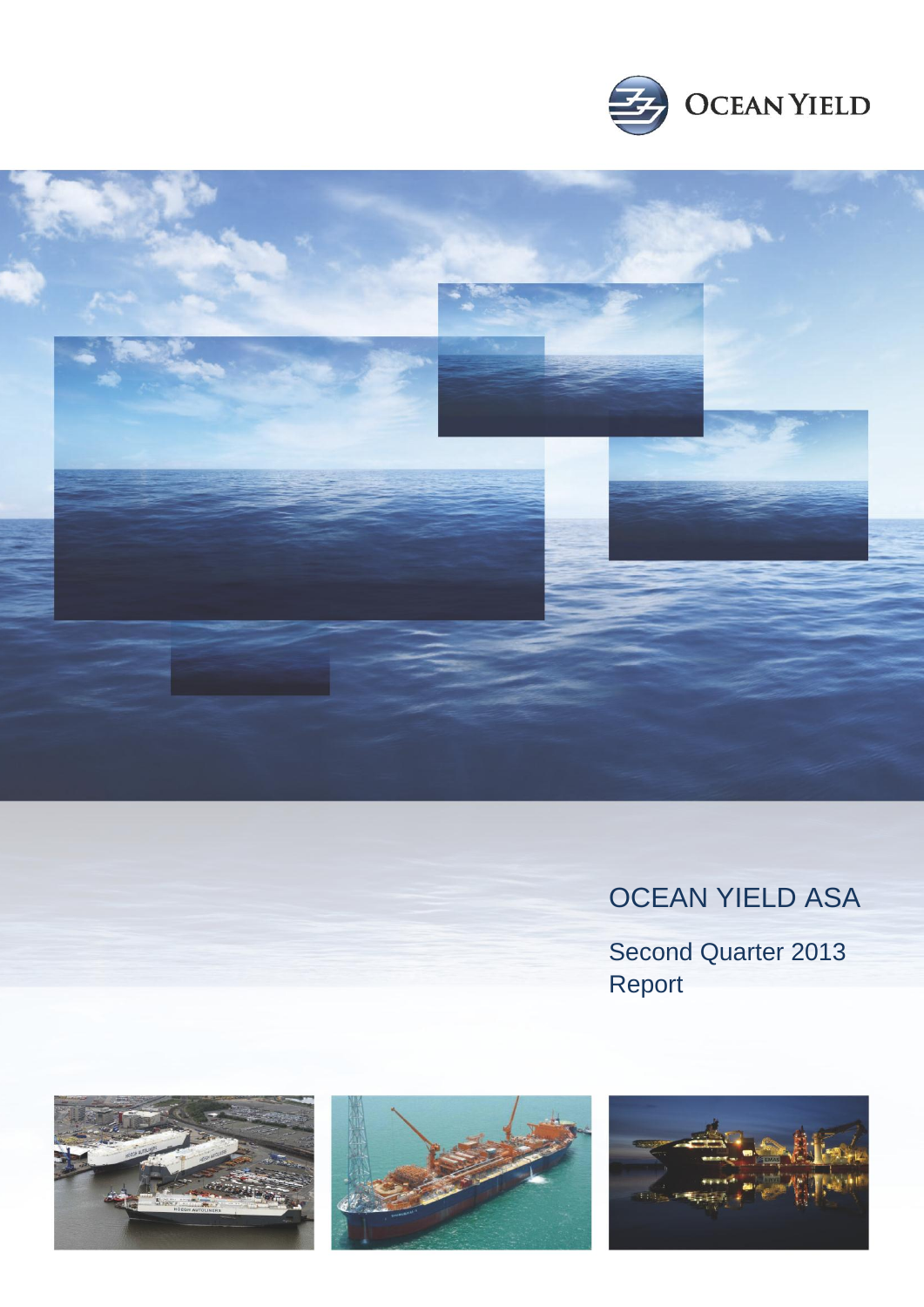OCEAN YIELD

# OCEAN YIELD ASA

## Second Quarter 2013 Report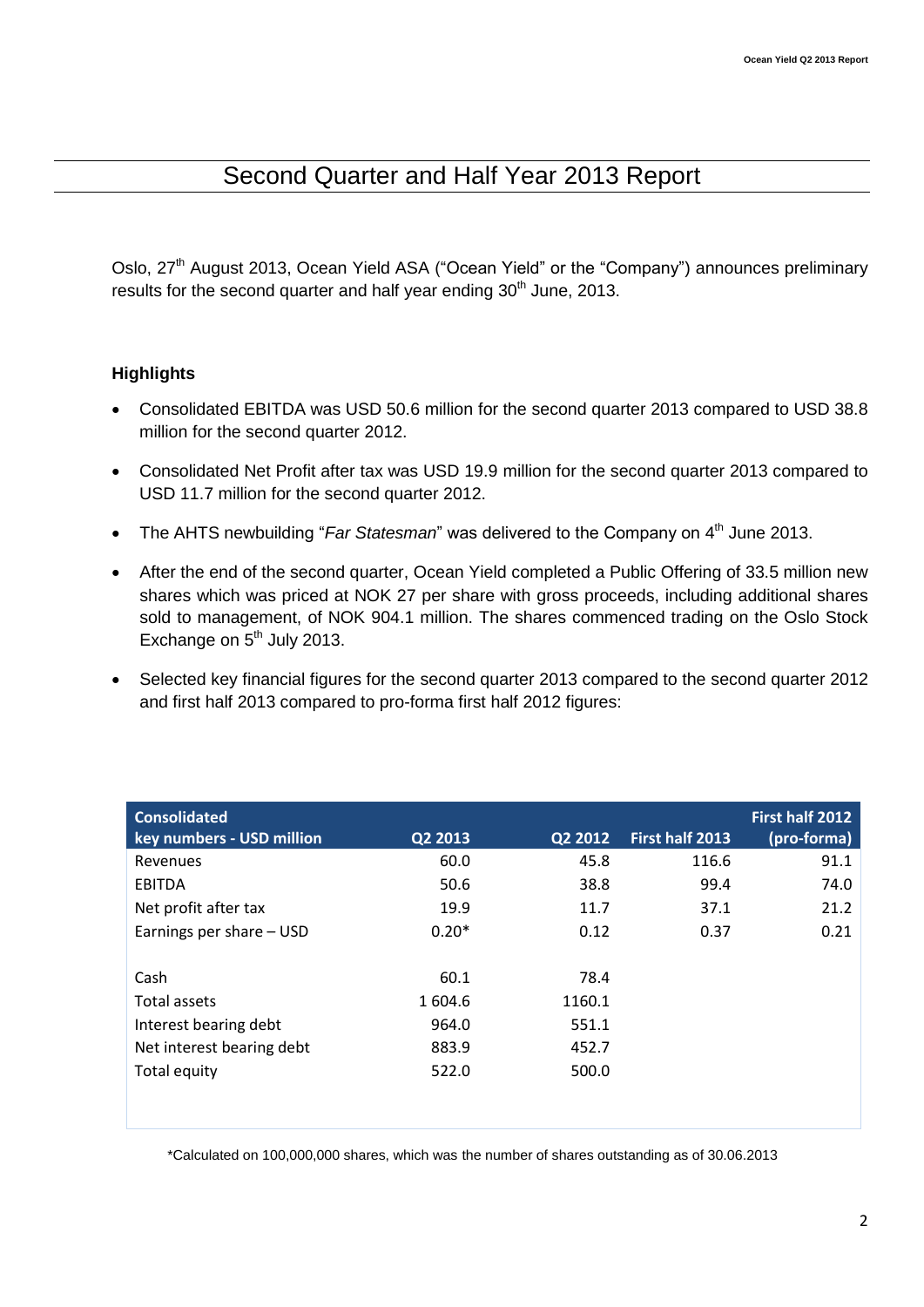# Second Quarter and Half Year 2013 Report

Oslo, 27th August 2013, Ocean Yield ASA ("Ocean Yield" or the "Company") announces preliminary results for the second quarter and half year ending 30th June, 2013.

### Highlights

- Consolidated EBITDA was USD 50.6 million for the second quarter 2013 compared to USD 38.8 million for the second quarter 2012.
- Consolidated Net Profit after tax was USD 19.9 million for the second quarter 2013 compared to USD 11.7 million for the second quarter 2012.
- The AHTS newbuilding "*Far Statesman*" was delivered to the Company on 4th June 2013.
- After the end of the second quarter, Ocean Yield completed a Public Offering of 33.5 million new shares which was priced at NOK 27 per share with gross proceeds, including additional shares sold to management, of NOK 904.1 million. The shares commenced trading on the Oslo Stock Exchange on 5th July 2013.
- Selected key financial figures for the second quarter 2013 compared to the second quarter 2012 and first half 2013 compared to pro-forma first half 2012 figures:

| Consolidated key numbers - USD million | Q2 2013 | Q2 2012 | First half 2013 | First half 2012 (pro-forma) |
|---|---|---|---|---|
| Revenues | 60.0 | 45.8 | 116.6 | 91.1 |
| EBITDA | 50.6 | 38.8 | 99.4 | 74.0 |
| Net profit after tax | 19.9 | 11.7 | 37.1 | 21.2 |
| Earnings per share – USD | 0.20* | 0.12 | 0.37 | 0.21 |
| | | | | |
| Cash | 60.1 | 78.4 | | |
| Total assets | 1 604.6 | 1160.1 | | |
| Interest bearing debt | 964.0 | 551.1 | | |
| Net interest bearing debt | 883.9 | 452.7 | | |
| Total equity | 522.0 | 500.0 | | |

*Calculated on 100,000,000 shares, which was the number of shares outstanding as of 30.06.2013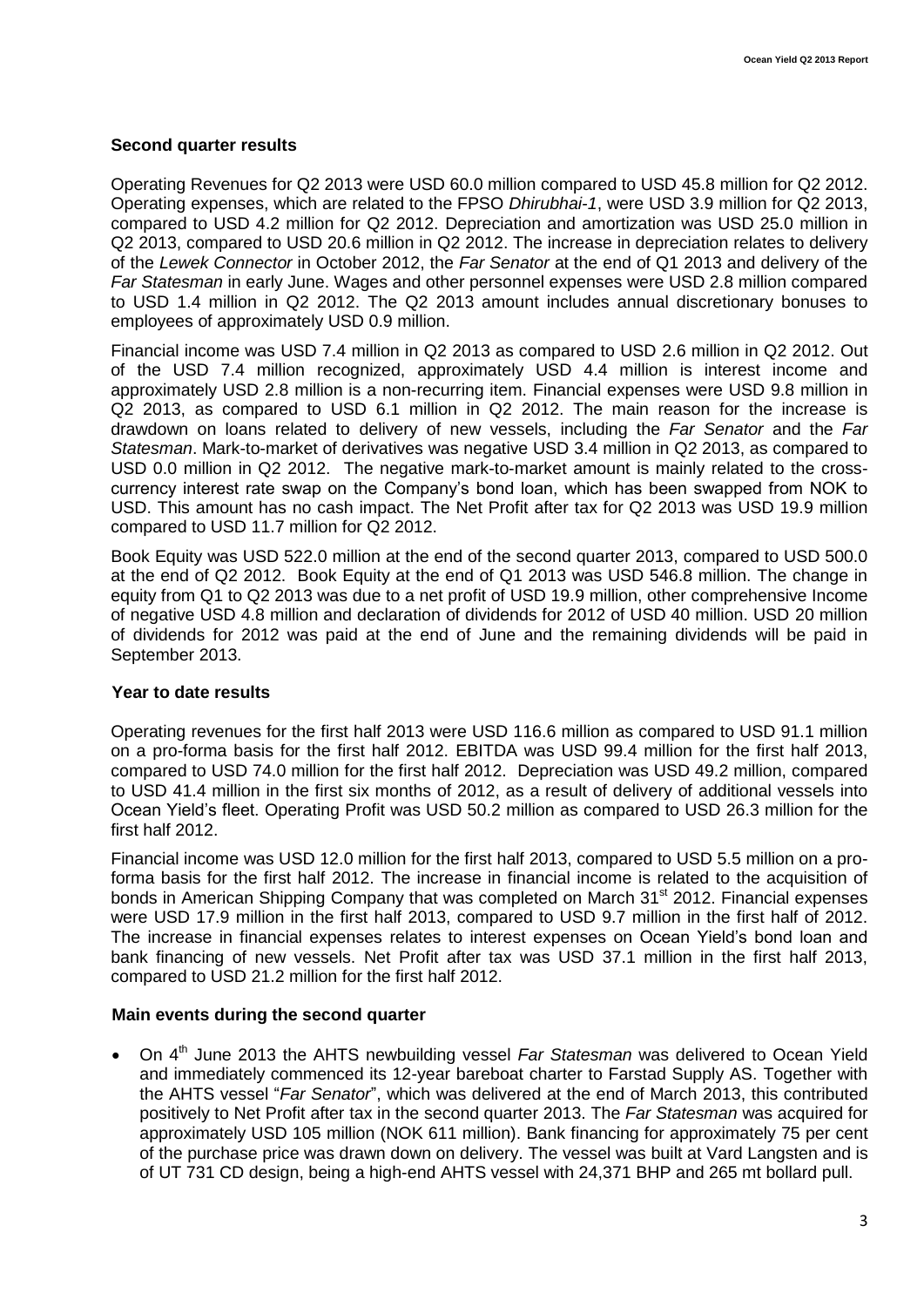### Second quarter results

Operating Revenues for Q2 2013 were USD 60.0 million compared to USD 45.8 million for Q2 2012. Operating expenses, which are related to the FPSO *Dhirubhai-1*, were USD 3.9 million for Q2 2013, compared to USD 4.2 million for Q2 2012. Depreciation and amortization was USD 25.0 million in Q2 2013, compared to USD 20.6 million in Q2 2012. The increase in depreciation relates to delivery of the *Lewek Connector* in October 2012, the *Far Senator* at the end of Q1 2013 and delivery of the *Far Statesman* in early June. Wages and other personnel expenses were USD 2.8 million compared to USD 1.4 million in Q2 2012. The Q2 2013 amount includes annual discretionary bonuses to employees of approximately USD 0.9 million.

Financial income was USD 7.4 million in Q2 2013 as compared to USD 2.6 million in Q2 2012. Out of the USD 7.4 million recognized, approximately USD 4.4 million is interest income and approximately USD 2.8 million is a non-recurring item. Financial expenses were USD 9.8 million in Q2 2013, as compared to USD 6.1 million in Q2 2012. The main reason for the increase is drawdown on loans related to delivery of new vessels, including the *Far Senator* and the *Far Statesman*. Mark-to-market of derivatives was negative USD 3.4 million in Q2 2013, as compared to USD 0.0 million in Q2 2012. The negative mark-to-market amount is mainly related to the cross-currency interest rate swap on the Company's bond loan, which has been swapped from NOK to USD. This amount has no cash impact. The Net Profit after tax for Q2 2013 was USD 19.9 million compared to USD 11.7 million for Q2 2012.

Book Equity was USD 522.0 million at the end of the second quarter 2013, compared to USD 500.0 at the end of Q2 2012. Book Equity at the end of Q1 2013 was USD 546.8 million. The change in equity from Q1 to Q2 2013 was due to a net profit of USD 19.9 million, other comprehensive Income of negative USD 4.8 million and declaration of dividends for 2012 of USD 40 million. USD 20 million of dividends for 2012 was paid at the end of June and the remaining dividends will be paid in September 2013.

### Year to date results

Operating revenues for the first half 2013 were USD 116.6 million as compared to USD 91.1 million on a pro-forma basis for the first half 2012. EBITDA was USD 99.4 million for the first half 2013, compared to USD 74.0 million for the first half 2012. Depreciation was USD 49.2 million, compared to USD 41.4 million in the first six months of 2012, as a result of delivery of additional vessels into Ocean Yield's fleet. Operating Profit was USD 50.2 million as compared to USD 26.3 million for the first half 2012.

Financial income was USD 12.0 million for the first half 2013, compared to USD 5.5 million on a pro-forma basis for the first half 2012. The increase in financial income is related to the acquisition of bonds in American Shipping Company that was completed on March 31st 2012. Financial expenses were USD 17.9 million in the first half 2013, compared to USD 9.7 million in the first half of 2012. The increase in financial expenses relates to interest expenses on Ocean Yield's bond loan and bank financing of new vessels. Net Profit after tax was USD 37.1 million in the first half 2013, compared to USD 21.2 million for the first half 2012.

### Main events during the second quarter

- On 4th June 2013 the AHTS newbuilding vessel *Far Statesman* was delivered to Ocean Yield and immediately commenced its 12-year bareboat charter to Farstad Supply AS. Together with the AHTS vessel "*Far Senator*", which was delivered at the end of March 2013, this contributed positively to Net Profit after tax in the second quarter 2013. The *Far Statesman* was acquired for approximately USD 105 million (NOK 611 million). Bank financing for approximately 75 per cent of the purchase price was drawn down on delivery. The vessel was built at Vard Langsten and is of UT 731 CD design, being a high-end AHTS vessel with 24,371 BHP and 265 mt bollard pull.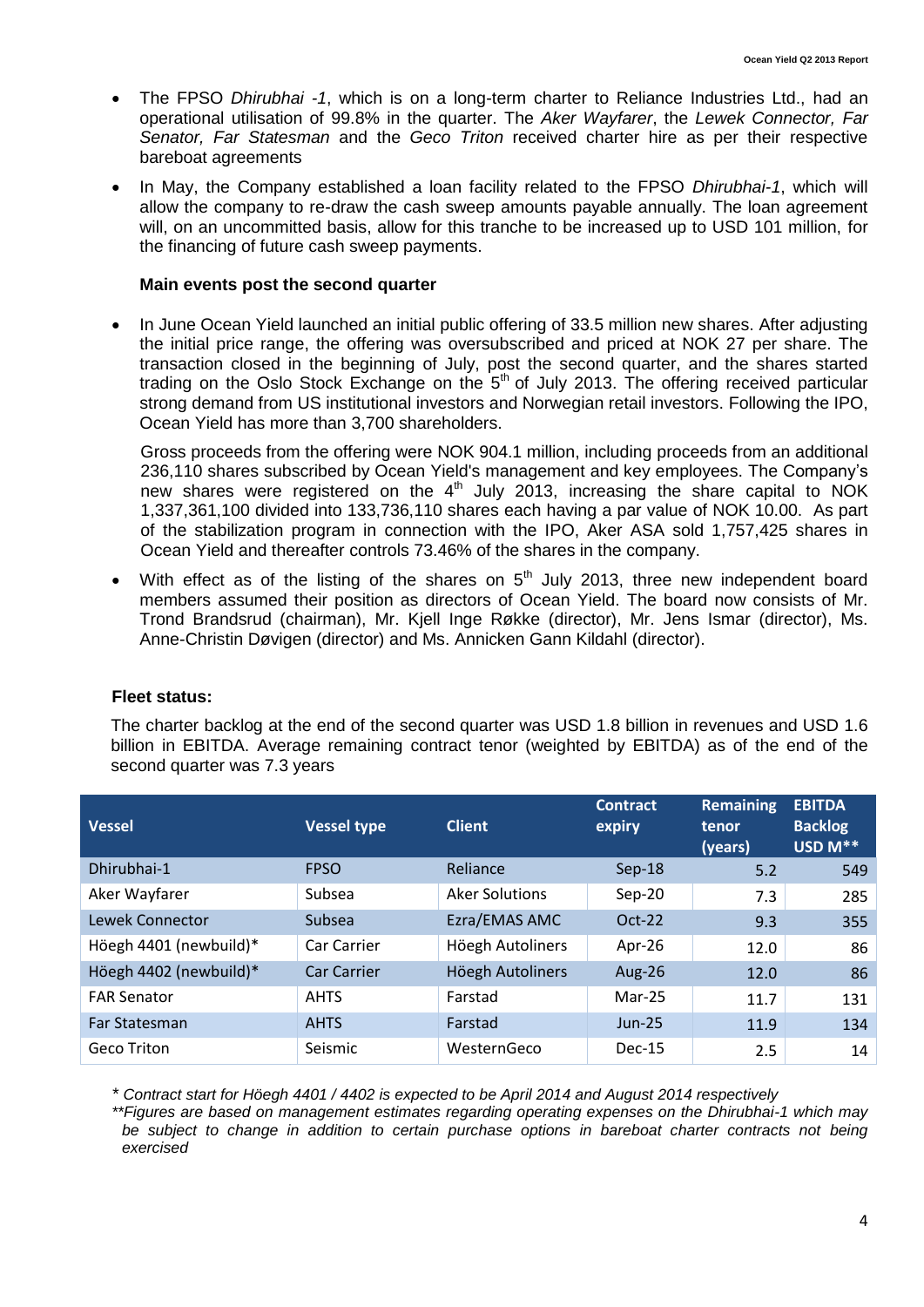- The FPSO *Dhirubhai -1*, which is on a long-term charter to Reliance Industries Ltd., had an operational utilisation of 99.8% in the quarter. The *Aker Wayfarer*, the *Lewek Connector, Far Senator, Far Statesman* and the *Geco Triton* received charter hire as per their respective bareboat agreements
- In May, the Company established a loan facility related to the FPSO *Dhirubhai-1*, which will allow the company to re-draw the cash sweep amounts payable annually. The loan agreement will, on an uncommitted basis, allow for this tranche to be increased up to USD 101 million, for the financing of future cash sweep payments.

**Main events post the second quarter**

- In June Ocean Yield launched an initial public offering of 33.5 million new shares. After adjusting the initial price range, the offering was oversubscribed and priced at NOK 27 per share. The transaction closed in the beginning of July, post the second quarter, and the shares started trading on the Oslo Stock Exchange on the 5th of July 2013. The offering received particular strong demand from US institutional investors and Norwegian retail investors. Following the IPO, Ocean Yield has more than 3,700 shareholders.

  Gross proceeds from the offering were NOK 904.1 million, including proceeds from an additional 236,110 shares subscribed by Ocean Yield's management and key employees. The Company's new shares were registered on the 4th July 2013, increasing the share capital to NOK 1,337,361,100 divided into 133,736,110 shares each having a par value of NOK 10.00. As part of the stabilization program in connection with the IPO, Aker ASA sold 1,757,425 shares in Ocean Yield and thereafter controls 73.46% of the shares in the company.

- With effect as of the listing of the shares on 5th July 2013, three new independent board members assumed their position as directors of Ocean Yield. The board now consists of Mr. Trond Brandsrud (chairman), Mr. Kjell Inge Røkke (director), Mr. Jens Ismar (director), Ms. Anne-Christin Døvigen (director) and Ms. Annicken Gann Kildahl (director).

**Fleet status:**

The charter backlog at the end of the second quarter was USD 1.8 billion in revenues and USD 1.6 billion in EBITDA. Average remaining contract tenor (weighted by EBITDA) as of the end of the second quarter was 7.3 years

| Vessel | Vessel type | Client | Contract expiry | Remaining tenor (years) | EBITDA Backlog USD M** |
|---|---|---|---|---|---|
| Dhirubhai-1 | FPSO | Reliance | Sep-18 | 5.2 | 549 |
| Aker Wayfarer | Subsea | Aker Solutions | Sep-20 | 7.3 | 285 |
| Lewek Connector | Subsea | Ezra/EMAS AMC | Oct-22 | 9.3 | 355 |
| Höegh 4401 (newbuild)* | Car Carrier | Höegh Autoliners | Apr-26 | 12.0 | 86 |
| Höegh 4402 (newbuild)* | Car Carrier | Höegh Autoliners | Aug-26 | 12.0 | 86 |
| FAR Senator | AHTS | Farstad | Mar-25 | 11.7 | 131 |
| Far Statesman | AHTS | Farstad | Jun-25 | 11.9 | 134 |
| Geco Triton | Seismic | WesternGeco | Dec-15 | 2.5 | 14 |

*\* Contract start for Höegh 4401 / 4402 is expected to be April 2014 and August 2014 respectively*

*\*\*Figures are based on management estimates regarding operating expenses on the Dhirubhai-1 which may be subject to change in addition to certain purchase options in bareboat charter contracts not being exercised*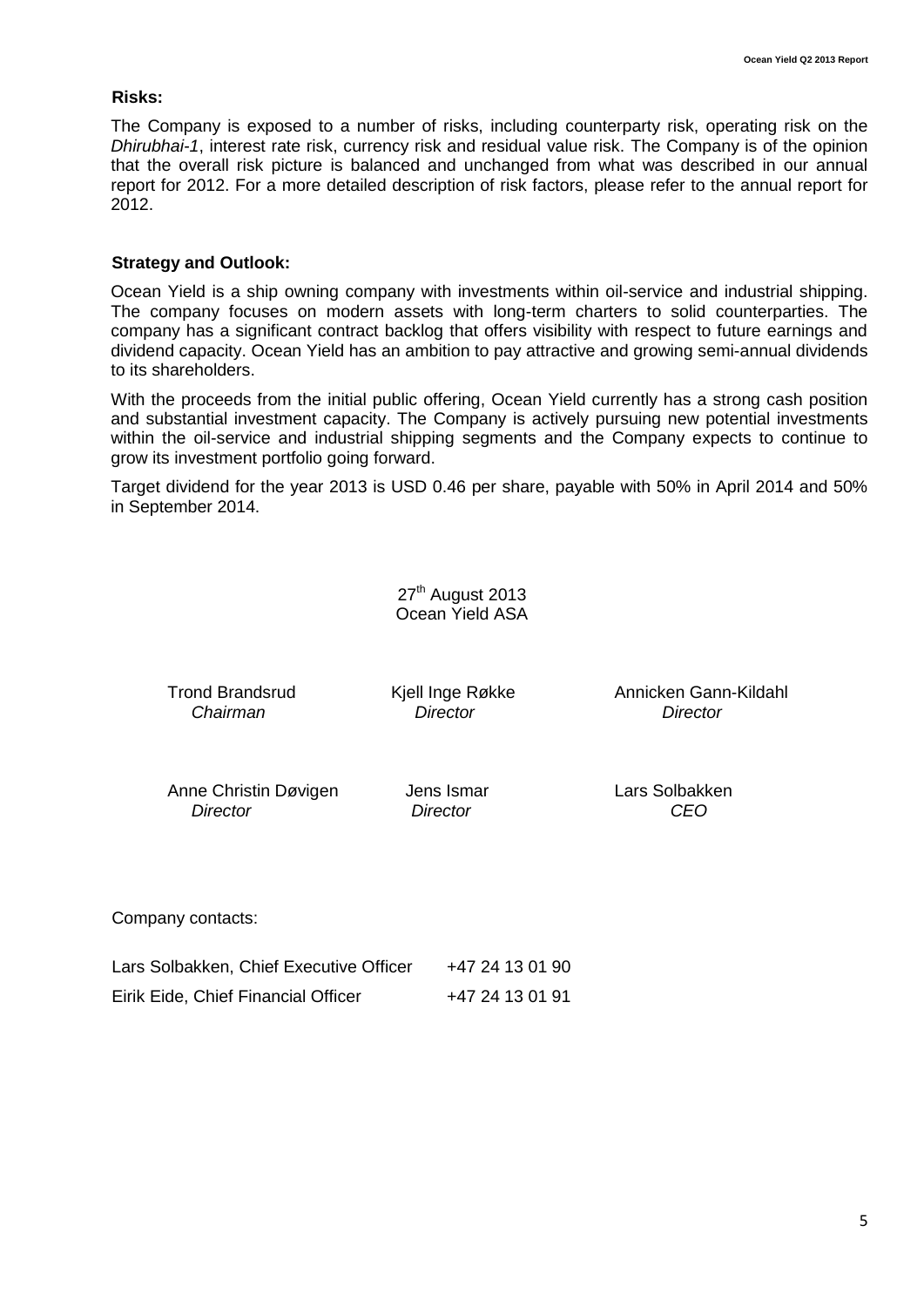## Risks:

The Company is exposed to a number of risks, including counterparty risk, operating risk on the *Dhirubhai-1*, interest rate risk, currency risk and residual value risk. The Company is of the opinion that the overall risk picture is balanced and unchanged from what was described in our annual report for 2012. For a more detailed description of risk factors, please refer to the annual report for 2012.

## Strategy and Outlook:

Ocean Yield is a ship owning company with investments within oil-service and industrial shipping. The company focuses on modern assets with long-term charters to solid counterparties. The company has a significant contract backlog that offers visibility with respect to future earnings and dividend capacity. Ocean Yield has an ambition to pay attractive and growing semi-annual dividends to its shareholders.

With the proceeds from the initial public offering, Ocean Yield currently has a strong cash position and substantial investment capacity. The Company is actively pursuing new potential investments within the oil-service and industrial shipping segments and the Company expects to continue to grow its investment portfolio going forward.

Target dividend for the year 2013 is USD 0.46 per share, payable with 50% in April 2014 and 50% in September 2014.

27th August 2013
Ocean Yield ASA

| | | |
|---|---|---|
| Trond Brandsrud<br>*Chairman* | Kjell Inge Røkke<br>*Director* | Annicken Gann-Kildahl<br>*Director* |
| Anne Christin Døvigen<br>*Director* | Jens Ismar<br>*Director* | Lars Solbakken<br>*CEO* |

Company contacts:

| | |
|---|---|
| Lars Solbakken, Chief Executive Officer | +47 24 13 01 90 |
| Eirik Eide, Chief Financial Officer | +47 24 13 01 91 |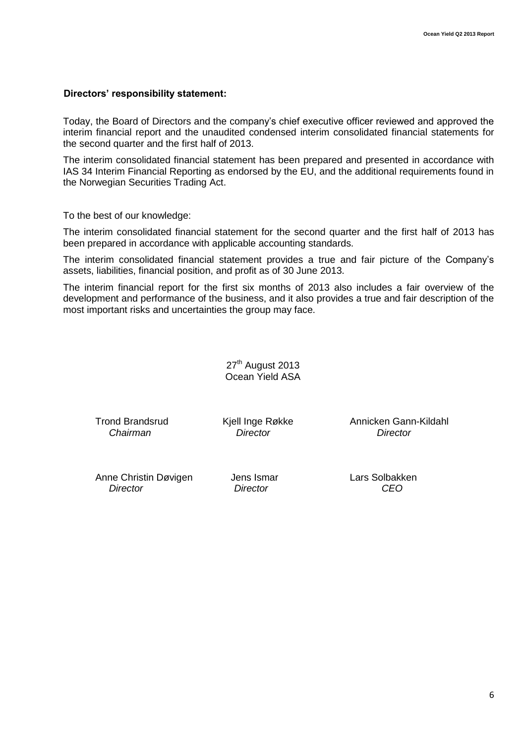**Directors' responsibility statement:**

Today, the Board of Directors and the company's chief executive officer reviewed and approved the interim financial report and the unaudited condensed interim consolidated financial statements for the second quarter and the first half of 2013.

The interim consolidated financial statement has been prepared and presented in accordance with IAS 34 Interim Financial Reporting as endorsed by the EU, and the additional requirements found in the Norwegian Securities Trading Act.

To the best of our knowledge:

The interim consolidated financial statement for the second quarter and the first half of 2013 has been prepared in accordance with applicable accounting standards.

The interim consolidated financial statement provides a true and fair picture of the Company's assets, liabilities, financial position, and profit as of 30 June 2013.

The interim financial report for the first six months of 2013 also includes a fair overview of the development and performance of the business, and it also provides a true and fair description of the most important risks and uncertainties the group may face.

27th August 2013
Ocean Yield ASA

| | | |
|---|---|---|
| Trond Brandsrud<br>*Chairman* | Kjell Inge Røkke<br>*Director* | Annicken Gann-Kildahl<br>*Director* |
| Anne Christin Døvigen<br>*Director* | Jens Ismar<br>*Director* | Lars Solbakken<br>*CEO* |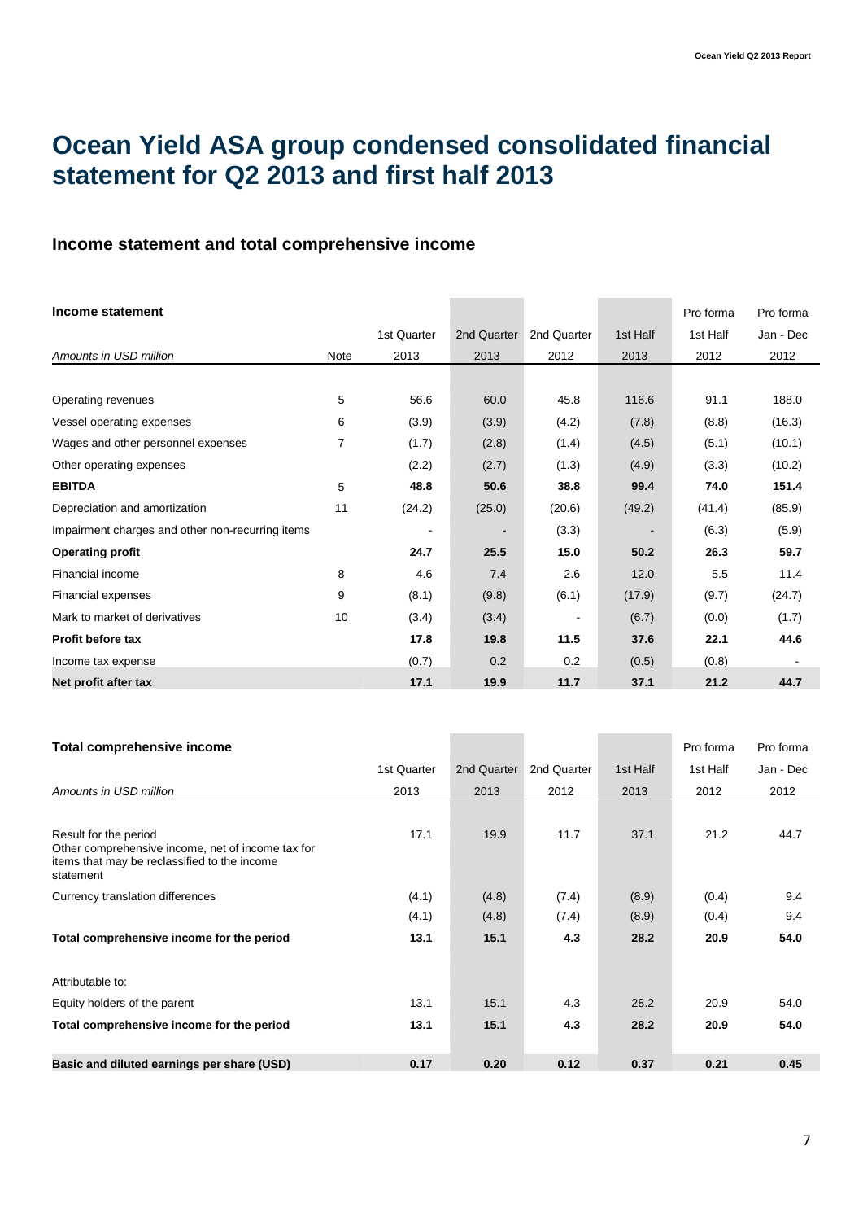# Ocean Yield ASA group condensed consolidated financial statement for Q2 2013 and first half 2013

## Income statement and total comprehensive income

| Income statement | | | | | | Pro forma | Pro forma |
|---|---|---|---|---|---|---|---|
| | | 1st Quarter | 2nd Quarter | 2nd Quarter | 1st Half | 1st Half | Jan - Dec |
| *Amounts in USD million* | Note | 2013 | 2013 | 2012 | 2013 | 2012 | 2012 |
| Operating revenues | 5 | 56.6 | 60.0 | 45.8 | 116.6 | 91.1 | 188.0 |
| Vessel operating expenses | 6 | (3.9) | (3.9) | (4.2) | (7.8) | (8.8) | (16.3) |
| Wages and other personnel expenses | 7 | (1.7) | (2.8) | (1.4) | (4.5) | (5.1) | (10.1) |
| Other operating expenses | | (2.2) | (2.7) | (1.3) | (4.9) | (3.3) | (10.2) |
| **EBITDA** | 5 | **48.8** | **50.6** | **38.8** | **99.4** | **74.0** | **151.4** |
| Depreciation and amortization | 11 | (24.2) | (25.0) | (20.6) | (49.2) | (41.4) | (85.9) |
| Impairment charges and other non-recurring items | | - | - | (3.3) | - | (6.3) | (5.9) |
| **Operating profit** | | **24.7** | **25.5** | **15.0** | **50.2** | **26.3** | **59.7** |
| Financial income | 8 | 4.6 | 7.4 | 2.6 | 12.0 | 5.5 | 11.4 |
| Financial expenses | 9 | (8.1) | (9.8) | (6.1) | (17.9) | (9.7) | (24.7) |
| Mark to market of derivatives | 10 | (3.4) | (3.4) | - | (6.7) | (0.0) | (1.7) |
| **Profit before tax** | | **17.8** | **19.8** | **11.5** | **37.6** | **22.1** | **44.6** |
| Income tax expense | | (0.7) | 0.2 | 0.2 | (0.5) | (0.8) | - |
| **Net profit after tax** | | **17.1** | **19.9** | **11.7** | **37.1** | **21.2** | **44.7** |

| Total comprehensive income | | | | | Pro forma | Pro forma |
|---|---|---|---|---|---|---|
| | 1st Quarter | 2nd Quarter | 2nd Quarter | 1st Half | 1st Half | Jan - Dec |
| *Amounts in USD million* | 2013 | 2013 | 2012 | 2013 | 2012 | 2012 |
| Result for the period | 17.1 | 19.9 | 11.7 | 37.1 | 21.2 | 44.7 |
| Other comprehensive income, net of income tax for items that may be reclassified to the income statement | | | | | | |
| Currency translation differences | (4.1) | (4.8) | (7.4) | (8.9) | (0.4) | 9.4 |
| | (4.1) | (4.8) | (7.4) | (8.9) | (0.4) | 9.4 |
| **Total comprehensive income for the period** | **13.1** | **15.1** | **4.3** | **28.2** | **20.9** | **54.0** |
| Attributable to: | | | | | | |
| Equity holders of the parent | 13.1 | 15.1 | 4.3 | 28.2 | 20.9 | 54.0 |
| **Total comprehensive income for the period** | **13.1** | **15.1** | **4.3** | **28.2** | **20.9** | **54.0** |
| **Basic and diluted earnings per share (USD)** | **0.17** | **0.20** | **0.12** | **0.37** | **0.21** | **0.45** |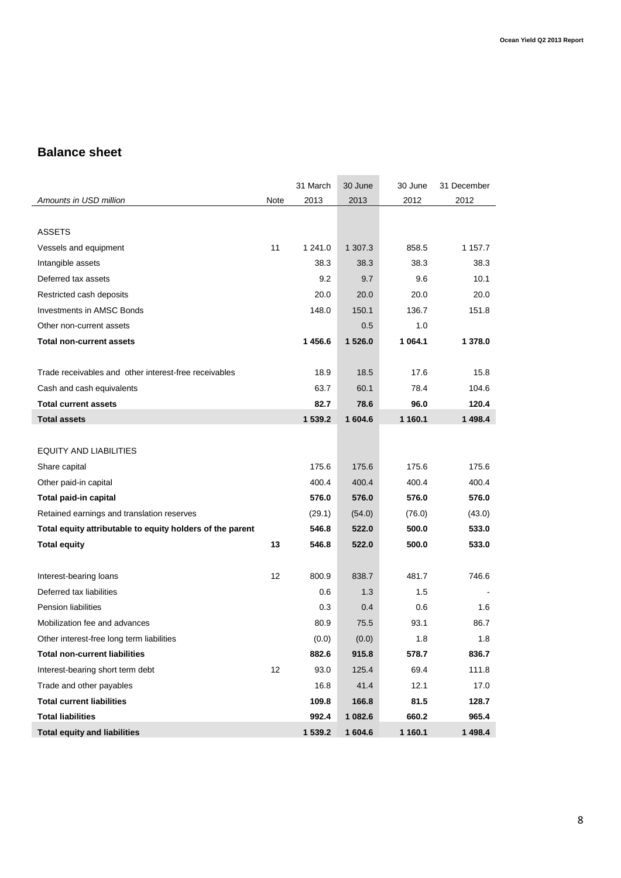## Balance sheet

| Amounts in USD million | Note | 31 March 2013 | 30 June 2013 | 30 June 2012 | 31 December 2012 |
|---|---|---|---|---|---|
| | | | | | |
| ASSETS | | | | | |
| Vessels and equipment | 11 | 1 241.0 | 1 307.3 | 858.5 | 1 157.7 |
| Intangible assets | | 38.3 | 38.3 | 38.3 | 38.3 |
| Deferred tax assets | | 9.2 | 9.7 | 9.6 | 10.1 |
| Restricted cash deposits | | 20.0 | 20.0 | 20.0 | 20.0 |
| Investments in AMSC Bonds | | 148.0 | 150.1 | 136.7 | 151.8 |
| Other non-current assets | | | 0.5 | 1.0 | |
| **Total non-current assets** | | **1 456.6** | **1 526.0** | **1 064.1** | **1 378.0** |
| | | | | | |
| Trade receivables and other interest-free receivables | | 18.9 | 18.5 | 17.6 | 15.8 |
| Cash and cash equivalents | | 63.7 | 60.1 | 78.4 | 104.6 |
| **Total current assets** | | **82.7** | **78.6** | **96.0** | **120.4** |
| **Total assets** | | **1 539.2** | **1 604.6** | **1 160.1** | **1 498.4** |
| | | | | | |
| EQUITY AND LIABILITIES | | | | | |
| Share capital | | 175.6 | 175.6 | 175.6 | 175.6 |
| Other paid-in capital | | 400.4 | 400.4 | 400.4 | 400.4 |
| **Total paid-in capital** | | **576.0** | **576.0** | **576.0** | **576.0** |
| Retained earnings and translation reserves | | (29.1) | (54.0) | (76.0) | (43.0) |
| **Total equity attributable to equity holders of the parent** | | **546.8** | **522.0** | **500.0** | **533.0** |
| **Total equity** | **13** | **546.8** | **522.0** | **500.0** | **533.0** |
| | | | | | |
| Interest-bearing loans | 12 | 800.9 | 838.7 | 481.7 | 746.6 |
| Deferred tax liabilities | | 0.6 | 1.3 | 1.5 | - |
| Pension liabilities | | 0.3 | 0.4 | 0.6 | 1.6 |
| Mobilization fee and advances | | 80.9 | 75.5 | 93.1 | 86.7 |
| Other interest-free long term liabilities | | (0.0) | (0.0) | 1.8 | 1.8 |
| **Total non-current liabilities** | | **882.6** | **915.8** | **578.7** | **836.7** |
| Interest-bearing short term debt | 12 | 93.0 | 125.4 | 69.4 | 111.8 |
| Trade and other payables | | 16.8 | 41.4 | 12.1 | 17.0 |
| **Total current liabilities** | | **109.8** | **166.8** | **81.5** | **128.7** |
| **Total liabilities** | | **992.4** | **1 082.6** | **660.2** | **965.4** |
| **Total equity and liabilities** | | **1 539.2** | **1 604.6** | **1 160.1** | **1 498.4** |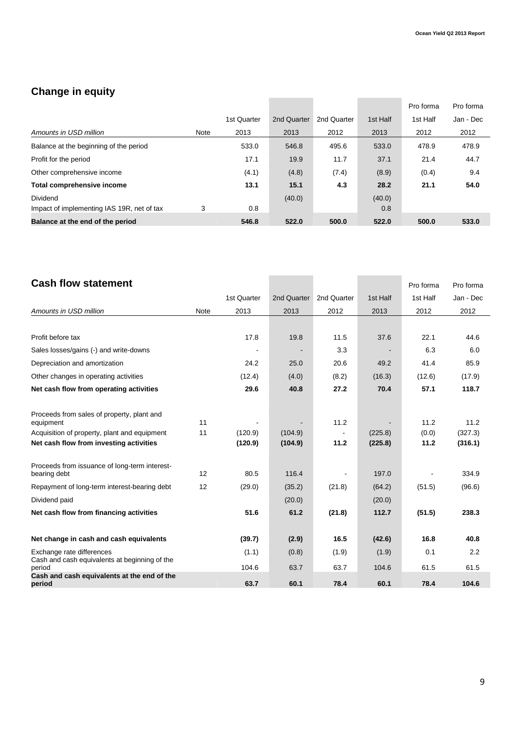## Change in equity

| Amounts in USD million | Note | 1st Quarter 2013 | 2nd Quarter 2013 | 2nd Quarter 2012 | 1st Half 2013 | Pro forma 1st Half 2012 | Pro forma Jan - Dec 2012 |
|---|---|---|---|---|---|---|---|
| Balance at the beginning of the period | | 533.0 | 546.8 | 495.6 | 533.0 | 478.9 | 478.9 |
| Profit for the period | | 17.1 | 19.9 | 11.7 | 37.1 | 21.4 | 44.7 |
| Other comprehensive income | | (4.1) | (4.8) | (7.4) | (8.9) | (0.4) | 9.4 |
| **Total comprehensive income** | | **13.1** | **15.1** | **4.3** | **28.2** | **21.1** | **54.0** |
| Dividend | | | (40.0) | | (40.0) | | |
| Impact of implementing IAS 19R, net of tax | 3 | 0.8 | | | 0.8 | | |
| **Balance at the end of the period** | | **546.8** | **522.0** | **500.0** | **522.0** | **500.0** | **533.0** |

## Cash flow statement

| Amounts in USD million | Note | 1st Quarter 2013 | 2nd Quarter 2013 | 2nd Quarter 2012 | 1st Half 2013 | Pro forma 1st Half 2012 | Pro forma Jan - Dec 2012 |
|---|---|---|---|---|---|---|---|
| Profit before tax | | 17.8 | 19.8 | 11.5 | 37.6 | 22.1 | 44.6 |
| Sales losses/gains (-) and write-downs | | - | - | 3.3 | - | 6.3 | 6.0 |
| Depreciation and amortization | | 24.2 | 25.0 | 20.6 | 49.2 | 41.4 | 85.9 |
| Other changes in operating activities | | (12.4) | (4.0) | (8.2) | (16.3) | (12.6) | (17.9) |
| **Net cash flow from operating activities** | | **29.6** | **40.8** | **27.2** | **70.4** | **57.1** | **118.7** |
| Proceeds from sales of property, plant and equipment | 11 | - | - | 11.2 | - | 11.2 | 11.2 |
| Acquisition of property, plant and equipment | 11 | (120.9) | (104.9) | - | (225.8) | (0.0) | (327.3) |
| **Net cash flow from investing activities** | | **(120.9)** | **(104.9)** | **11.2** | **(225.8)** | **11.2** | **(316.1)** |
| Proceeds from issuance of long-term interest-bearing debt | 12 | 80.5 | 116.4 | - | 197.0 | - | 334.9 |
| Repayment of long-term interest-bearing debt | 12 | (29.0) | (35.2) | (21.8) | (64.2) | (51.5) | (96.6) |
| Dividend paid | | | (20.0) | | (20.0) | | |
| **Net cash flow from financing activities** | | **51.6** | **61.2** | **(21.8)** | **112.7** | **(51.5)** | **238.3** |
| **Net change in cash and cash equivalents** | | **(39.7)** | **(2.9)** | **16.5** | **(42.6)** | **16.8** | **40.8** |
| Exchange rate differences | | (1.1) | (0.8) | (1.9) | (1.9) | 0.1 | 2.2 |
| Cash and cash equivalents at beginning of the period | | 104.6 | 63.7 | 63.7 | 104.6 | 61.5 | 61.5 |
| **Cash and cash equivalents at the end of the period** | | **63.7** | **60.1** | **78.4** | **60.1** | **78.4** | **104.6** |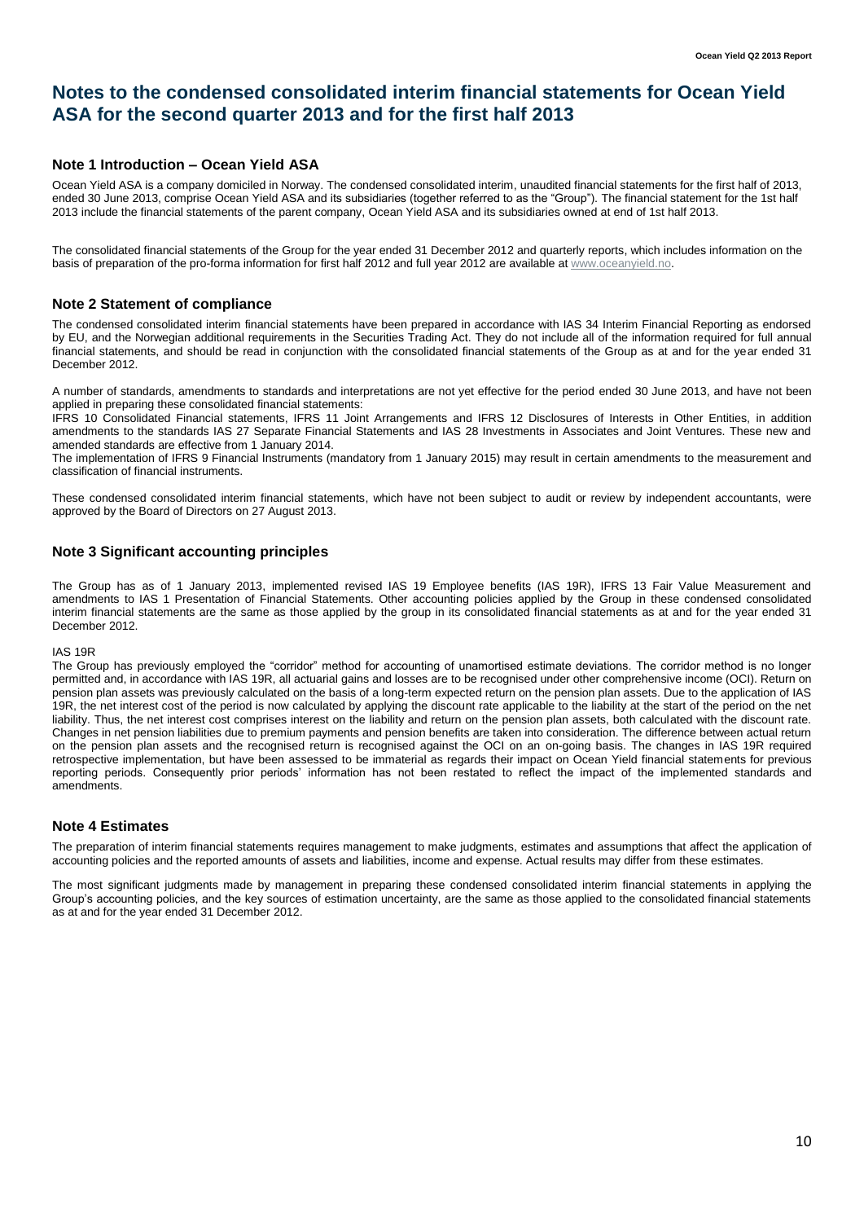# Notes to the condensed consolidated interim financial statements for Ocean Yield ASA for the second quarter 2013 and for the first half 2013

## Note 1 Introduction – Ocean Yield ASA

Ocean Yield ASA is a company domiciled in Norway. The condensed consolidated interim, unaudited financial statements for the first half of 2013, ended 30 June 2013, comprise Ocean Yield ASA and its subsidiaries (together referred to as the "Group"). The financial statement for the 1st half 2013 include the financial statements of the parent company, Ocean Yield ASA and its subsidiaries owned at end of 1st half 2013.

The consolidated financial statements of the Group for the year ended 31 December 2012 and quarterly reports, which includes information on the basis of preparation of the pro-forma information for first half 2012 and full year 2012 are available at www.oceanyield.no.

## Note 2 Statement of compliance

The condensed consolidated interim financial statements have been prepared in accordance with IAS 34 Interim Financial Reporting as endorsed by EU, and the Norwegian additional requirements in the Securities Trading Act. They do not include all of the information required for full annual financial statements, and should be read in conjunction with the consolidated financial statements of the Group as at and for the year ended 31 December 2012.

A number of standards, amendments to standards and interpretations are not yet effective for the period ended 30 June 2013, and have not been applied in preparing these consolidated financial statements:
IFRS 10 Consolidated Financial statements, IFRS 11 Joint Arrangements and IFRS 12 Disclosures of Interests in Other Entities, in addition amendments to the standards IAS 27 Separate Financial Statements and IAS 28 Investments in Associates and Joint Ventures. These new and amended standards are effective from 1 January 2014.
The implementation of IFRS 9 Financial Instruments (mandatory from 1 January 2015) may result in certain amendments to the measurement and classification of financial instruments.

These condensed consolidated interim financial statements, which have not been subject to audit or review by independent accountants, were approved by the Board of Directors on 27 August 2013.

## Note 3 Significant accounting principles

The Group has as of 1 January 2013, implemented revised IAS 19 Employee benefits (IAS 19R), IFRS 13 Fair Value Measurement and amendments to IAS 1 Presentation of Financial Statements. Other accounting policies applied by the Group in these condensed consolidated interim financial statements are the same as those applied by the group in its consolidated financial statements as at and for the year ended 31 December 2012.

IAS 19R
The Group has previously employed the "corridor" method for accounting of unamortised estimate deviations. The corridor method is no longer permitted and, in accordance with IAS 19R, all actuarial gains and losses are to be recognised under other comprehensive income (OCI). Return on pension plan assets was previously calculated on the basis of a long-term expected return on the pension plan assets. Due to the application of IAS 19R, the net interest cost of the period is now calculated by applying the discount rate applicable to the liability at the start of the period on the net liability. Thus, the net interest cost comprises interest on the liability and return on the pension plan assets, both calculated with the discount rate. Changes in net pension liabilities due to premium payments and pension benefits are taken into consideration. The difference between actual return on the pension plan assets and the recognised return is recognised against the OCI on an on-going basis. The changes in IAS 19R required retrospective implementation, but have been assessed to be immaterial as regards their impact on Ocean Yield financial statements for previous reporting periods. Consequently prior periods' information has not been restated to reflect the impact of the implemented standards and amendments.

## Note 4 Estimates

The preparation of interim financial statements requires management to make judgments, estimates and assumptions that affect the application of accounting policies and the reported amounts of assets and liabilities, income and expense. Actual results may differ from these estimates.

The most significant judgments made by management in preparing these condensed consolidated interim financial statements in applying the Group's accounting policies, and the key sources of estimation uncertainty, are the same as those applied to the consolidated financial statements as at and for the year ended 31 December 2012.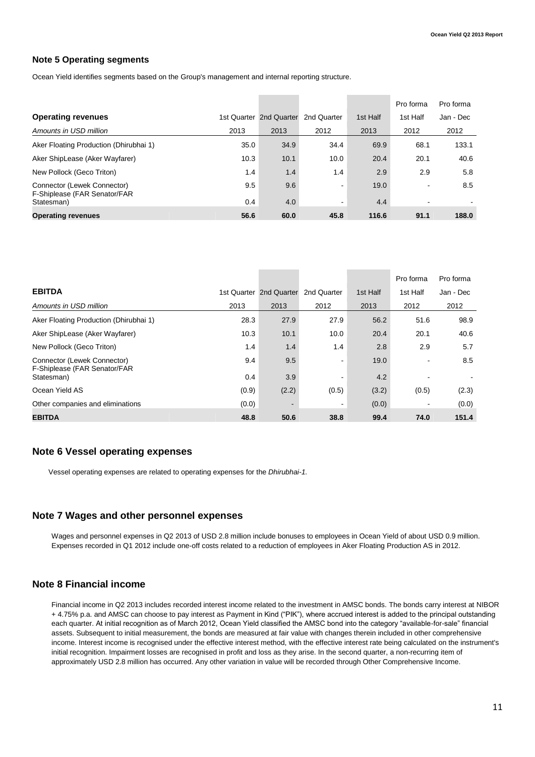## Note 5 Operating segments

Ocean Yield identifies segments based on the Group's management and internal reporting structure.

| **Operating revenues** | 1st Quarter | 2nd Quarter | 2nd Quarter | 1st Half | Pro forma 1st Half | Pro forma Jan - Dec |
|---|---|---|---|---|---|---|
| *Amounts in USD million* | 2013 | 2013 | 2012 | 2013 | 2012 | 2012 |
| Aker Floating Production (Dhirubhai 1) | 35.0 | 34.9 | 34.4 | 69.9 | 68.1 | 133.1 |
| Aker ShipLease (Aker Wayfarer) | 10.3 | 10.1 | 10.0 | 20.4 | 20.1 | 40.6 |
| New Pollock (Geco Triton) | 1.4 | 1.4 | 1.4 | 2.9 | 2.9 | 5.8 |
| Connector (Lewek Connector) | 9.5 | 9.6 | - | 19.0 | - | 8.5 |
| F-Shiplease (FAR Senator/FAR Statesman) | 0.4 | 4.0 | - | 4.4 | - | - |
| **Operating revenues** | **56.6** | **60.0** | **45.8** | **116.6** | **91.1** | **188.0** |

| **EBITDA** | 1st Quarter | 2nd Quarter | 2nd Quarter | 1st Half | Pro forma 1st Half | Pro forma Jan - Dec |
|---|---|---|---|---|---|---|
| *Amounts in USD million* | 2013 | 2013 | 2012 | 2013 | 2012 | 2012 |
| Aker Floating Production (Dhirubhai 1) | 28.3 | 27.9 | 27.9 | 56.2 | 51.6 | 98.9 |
| Aker ShipLease (Aker Wayfarer) | 10.3 | 10.1 | 10.0 | 20.4 | 20.1 | 40.6 |
| New Pollock (Geco Triton) | 1.4 | 1.4 | 1.4 | 2.8 | 2.9 | 5.7 |
| Connector (Lewek Connector) | 9.4 | 9.5 | - | 19.0 | - | 8.5 |
| F-Shiplease (FAR Senator/FAR Statesman) | 0.4 | 3.9 | - | 4.2 | - | - |
| Ocean Yield AS | (0.9) | (2.2) | (0.5) | (3.2) | (0.5) | (2.3) |
| Other companies and eliminations | (0.0) | - | - | (0.0) | - | (0.0) |
| **EBITDA** | **48.8** | **50.6** | **38.8** | **99.4** | **74.0** | **151.4** |

## Note 6 Vessel operating expenses

Vessel operating expenses are related to operating expenses for the *Dhirubhai-1.*

## Note 7 Wages and other personnel expenses

Wages and personnel expenses in Q2 2013 of USD 2.8 million include bonuses to employees in Ocean Yield of about USD 0.9 million. Expenses recorded in Q1 2012 include one-off costs related to a reduction of employees in Aker Floating Production AS in 2012.

## Note 8 Financial income

Financial income in Q2 2013 includes recorded interest income related to the investment in AMSC bonds. The bonds carry interest at NIBOR + 4.75% p.a. and AMSC can choose to pay interest as Payment in Kind ("PIK"), where accrued interest is added to the principal outstanding each quarter. At initial recognition as of March 2012, Ocean Yield classified the AMSC bond into the category "available-for-sale" financial assets. Subsequent to initial measurement, the bonds are measured at fair value with changes therein included in other comprehensive income. Interest income is recognised under the effective interest method, with the effective interest rate being calculated on the instrument's initial recognition. Impairment losses are recognised in profit and loss as they arise. In the second quarter, a non-recurring item of approximately USD 2.8 million has occurred. Any other variation in value will be recorded through Other Comprehensive Income.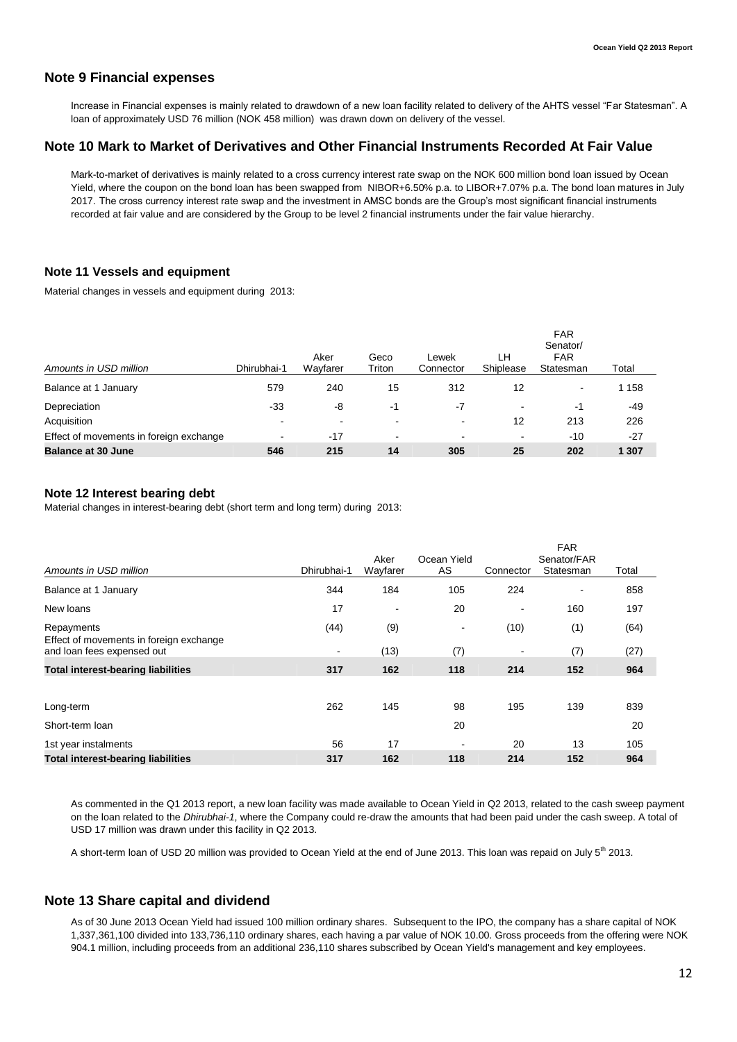## Note 9 Financial expenses

Increase in Financial expenses is mainly related to drawdown of a new loan facility related to delivery of the AHTS vessel "Far Statesman". A loan of approximately USD 76 million (NOK 458 million) was drawn down on delivery of the vessel.

## Note 10 Mark to Market of Derivatives and Other Financial Instruments Recorded At Fair Value

Mark-to-market of derivatives is mainly related to a cross currency interest rate swap on the NOK 600 million bond loan issued by Ocean Yield, where the coupon on the bond loan has been swapped from NIBOR+6.50% p.a. to LIBOR+7.07% p.a. The bond loan matures in July 2017. The cross currency interest rate swap and the investment in AMSC bonds are the Group's most significant financial instruments recorded at fair value and are considered by the Group to be level 2 financial instruments under the fair value hierarchy.

## Note 11 Vessels and equipment

Material changes in vessels and equipment during 2013:

| *Amounts in USD million* | Dhirubhai-1 | Aker Wayfarer | Geco Triton | Lewek Connector | LH Shiplease | FAR Senator/ FAR Statesman | Total |
|---|---|---|---|---|---|---|---|
| Balance at 1 January | 579 | 240 | 15 | 312 | 12 | - | 1 158 |
| Depreciation | -33 | -8 | -1 | -7 | - | -1 | -49 |
| Acquisition | - | - | - | - | 12 | 213 | 226 |
| Effect of movements in foreign exchange | - | -17 | - | - | - | -10 | -27 |
| **Balance at 30 June** | **546** | **215** | **14** | **305** | **25** | **202** | **1 307** |

## Note 12 Interest bearing debt

Material changes in interest-bearing debt (short term and long term) during 2013:

| *Amounts in USD million* | Dhirubhai-1 | Aker Wayfarer | Ocean Yield AS | Connector | FAR Senator/FAR Statesman | Total |
|---|---|---|---|---|---|---|
| Balance at 1 January | 344 | 184 | 105 | 224 | - | 858 |
| New loans | 17 | - | 20 | - | 160 | 197 |
| Repayments | (44) | (9) | - | (10) | (1) | (64) |
| Effect of movements in foreign exchange and loan fees expensed out | - | (13) | (7) | - | (7) | (27) |
| **Total interest-bearing liabilities** | **317** | **162** | **118** | **214** | **152** | **964** |
| | | | | | | |
| Long-term | 262 | 145 | 98 | 195 | 139 | 839 |
| Short-term loan | | | 20 | | | 20 |
| 1st year instalments | 56 | 17 | - | 20 | 13 | 105 |
| **Total interest-bearing liabilities** | **317** | **162** | **118** | **214** | **152** | **964** |

As commented in the Q1 2013 report, a new loan facility was made available to Ocean Yield in Q2 2013, related to the cash sweep payment on the loan related to the *Dhirubhai-1*, where the Company could re-draw the amounts that had been paid under the cash sweep. A total of USD 17 million was drawn under this facility in Q2 2013.

A short-term loan of USD 20 million was provided to Ocean Yield at the end of June 2013. This loan was repaid on July 5th 2013.

## Note 13 Share capital and dividend

As of 30 June 2013 Ocean Yield had issued 100 million ordinary shares. Subsequent to the IPO, the company has a share capital of NOK 1,337,361,100 divided into 133,736,110 ordinary shares, each having a par value of NOK 10.00. Gross proceeds from the offering were NOK 904.1 million, including proceeds from an additional 236,110 shares subscribed by Ocean Yield's management and key employees.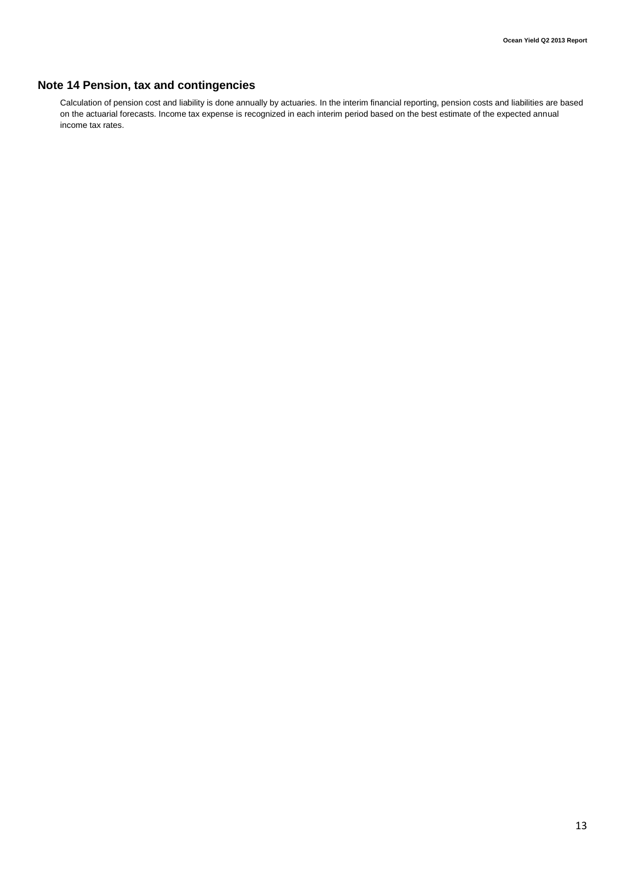## Note 14 Pension, tax and contingencies

Calculation of pension cost and liability is done annually by actuaries. In the interim financial reporting, pension costs and liabilities are based on the actuarial forecasts. Income tax expense is recognized in each interim period based on the best estimate of the expected annual income tax rates.